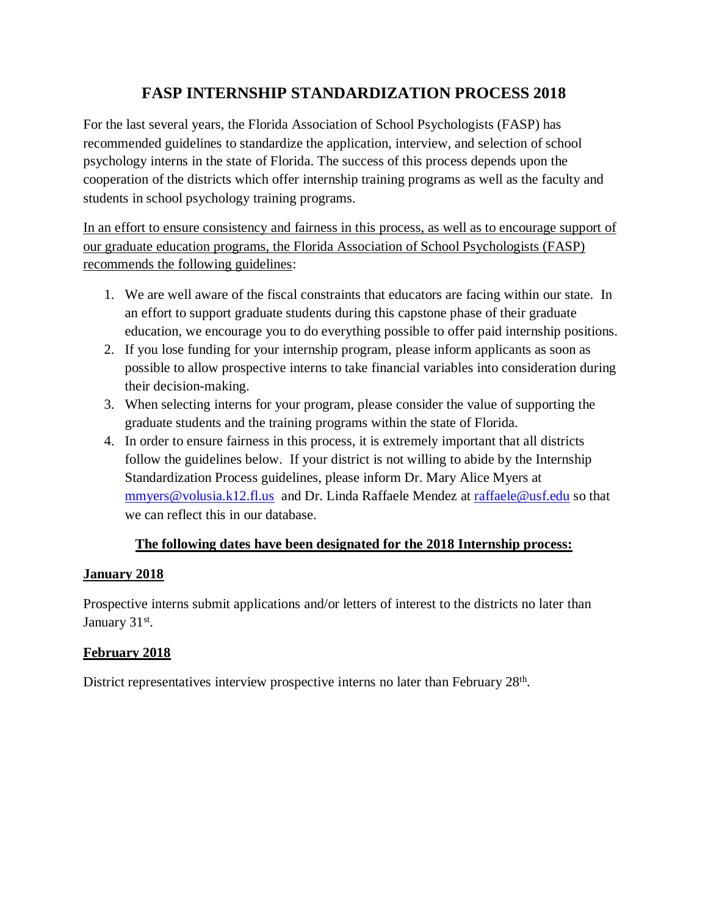# FASP INTERNSHIP STANDARDIZATION PROCESS 2018

For the last several years, the Florida Association of School Psychologists (FASP) has recommended guidelines to standardize the application, interview, and selection of school psychology interns in the state of Florida. The success of this process depends upon the cooperation of the districts which offer internship training programs as well as the faculty and students in school psychology training programs.

<u>In an effort to ensure consistency and fairness in this process, as well as to encourage support of our graduate education programs, the Florida Association of School Psychologists (FASP) recommends the following guidelines</u>:

1. We are well aware of the fiscal constraints that educators are facing within our state. In an effort to support graduate students during this capstone phase of their graduate education, we encourage you to do everything possible to offer paid internship positions.
2. If you lose funding for your internship program, please inform applicants as soon as possible to allow prospective interns to take financial variables into consideration during their decision-making.
3. When selecting interns for your program, please consider the value of supporting the graduate students and the training programs within the state of Florida.
4. In order to ensure fairness in this process, it is extremely important that all districts follow the guidelines below. If your district is not willing to abide by the Internship Standardization Process guidelines, please inform Dr. Mary Alice Myers at mmyers@volusia.k12.fl.us and Dr. Linda Raffaele Mendez at raffaele@usf.edu so that we can reflect this in our database.

**<u>The following dates have been designated for the 2018 Internship process:</u>**

**<u>January 2018</u>**

Prospective interns submit applications and/or letters of interest to the districts no later than January 31st.

**<u>February 2018</u>**

District representatives interview prospective interns no later than February 28th.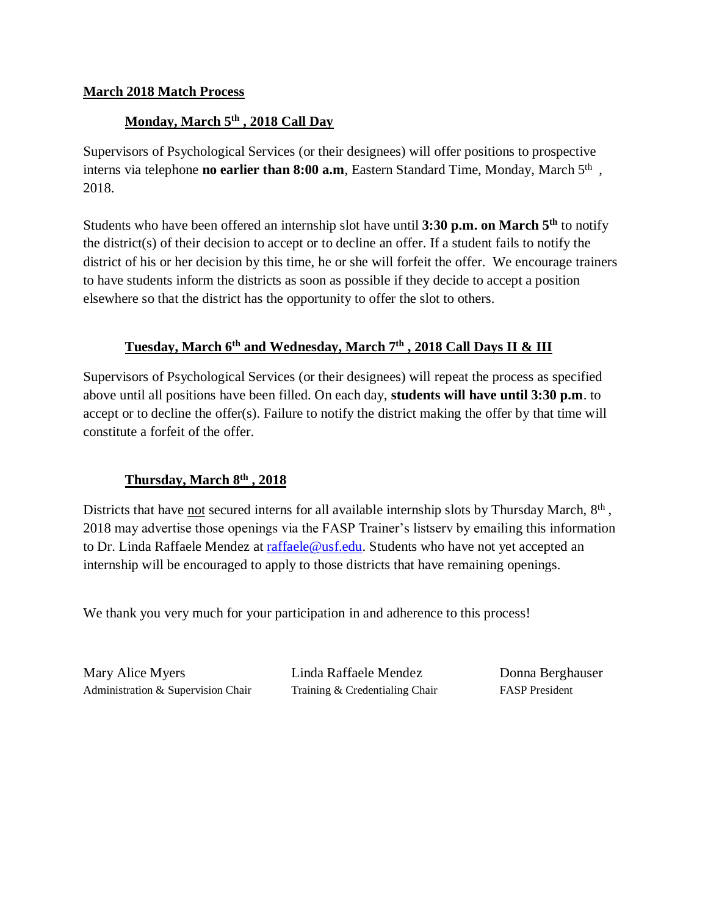**March 2018 Match Process**

**Monday, March 5th , 2018 Call Day**

Supervisors of Psychological Services (or their designees) will offer positions to prospective interns via telephone **no earlier than 8:00 a.m**, Eastern Standard Time, Monday, March 5th , 2018.

Students who have been offered an internship slot have until **3:30 p.m. on March 5th** to notify the district(s) of their decision to accept or to decline an offer. If a student fails to notify the district of his or her decision by this time, he or she will forfeit the offer. We encourage trainers to have students inform the districts as soon as possible if they decide to accept a position elsewhere so that the district has the opportunity to offer the slot to others.

**Tuesday, March 6th and Wednesday, March 7th , 2018 Call Days II & III**

Supervisors of Psychological Services (or their designees) will repeat the process as specified above until all positions have been filled. On each day, **students will have until 3:30 p.m**. to accept or to decline the offer(s). Failure to notify the district making the offer by that time will constitute a forfeit of the offer.

**Thursday, March 8th , 2018**

Districts that have not secured interns for all available internship slots by Thursday March, 8th , 2018 may advertise those openings via the FASP Trainer's listserv by emailing this information to Dr. Linda Raffaele Mendez at raffaele@usf.edu. Students who have not yet accepted an internship will be encouraged to apply to those districts that have remaining openings.

We thank you very much for your participation in and adherence to this process!

Mary Alice Myers
Administration & Supervision Chair

Linda Raffaele Mendez
Training & Credentialing Chair

Donna Berghauser
FASP President